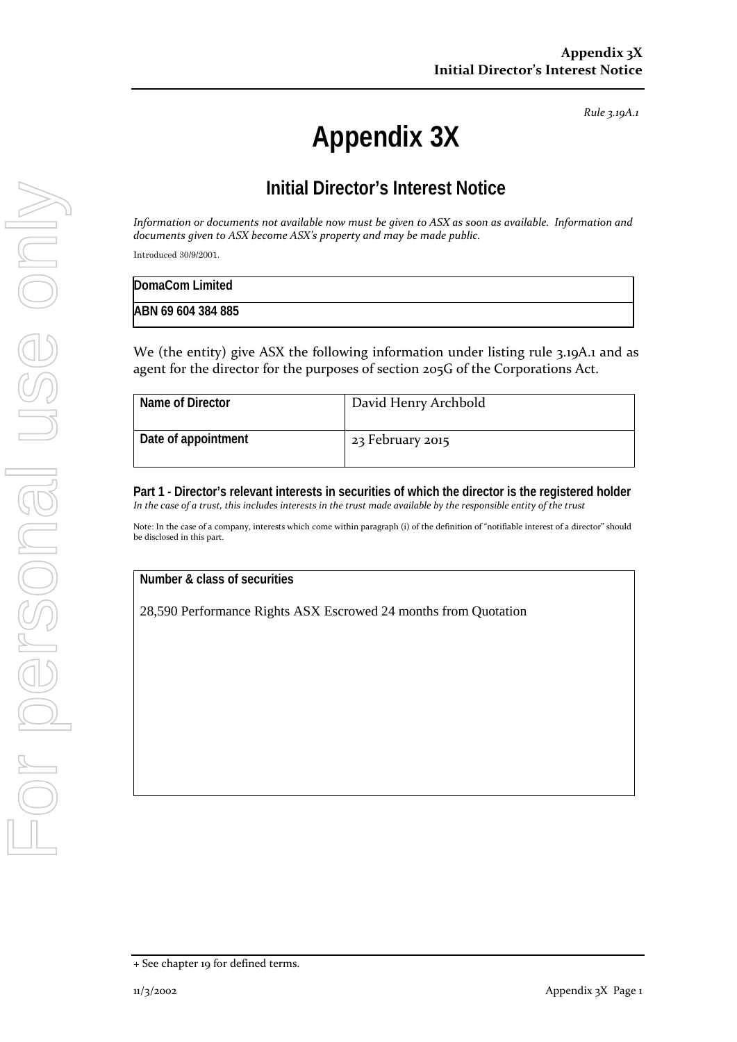Rule 3.19A.1

# Appendix 3X

## Initial Director's Interest Notice

*Information or documents not available now must be given to ASX as soon as available. Information and documents given to ASX become ASX's property and may be made public.*

Introduced 30/9/2001.

| |
|---|
| **DomaCom Limited** |
| **ABN 69 604 384 885** |

We (the entity) give ASX the following information under listing rule 3.19A.1 and as agent for the director for the purposes of section 205G of the Corporations Act.

| | |
|---|---|
| **Name of Director** | David Henry Archbold |
| **Date of appointment** | 23 February 2015 |

**Part 1 - Director's relevant interests in securities of which the director is the registered holder**
*In the case of a trust, this includes interests in the trust made available by the responsible entity of the trust*

Note: In the case of a company, interests which come within paragraph (i) of the definition of "notifiable interest of a director" should be disclosed in this part.

| |
|---|
| **Number & class of securities** |
| 28,590 Performance Rights ASX Escrowed 24 months from Quotation |

+ See chapter 19 for defined terms.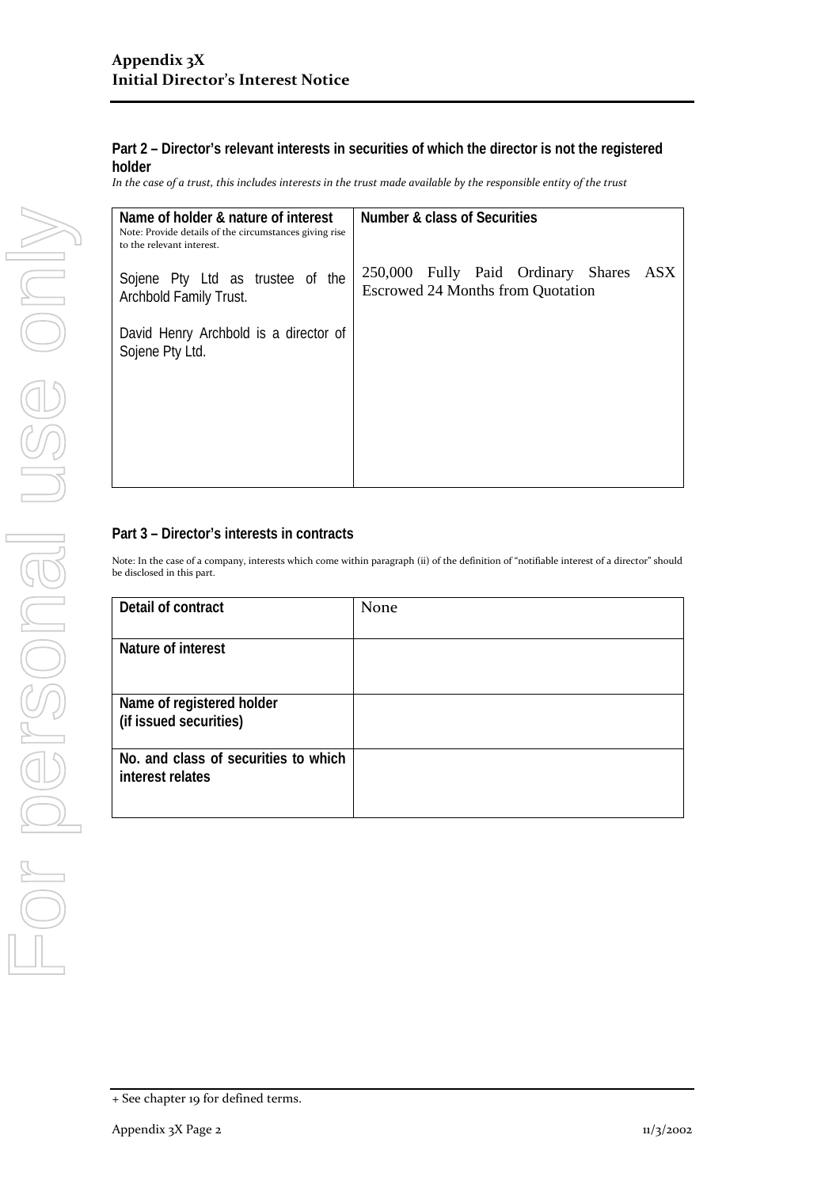## Part 2 – Director's relevant interests in securities of which the director is not the registered holder

*In the case of a trust, this includes interests in the trust made available by the responsible entity of the trust*

| Name of holder & nature of interest<br>Note: Provide details of the circumstances giving rise to the relevant interest. | Number & class of Securities |
|---|---|
| Sojene Pty Ltd as trustee of the Archbold Family Trust.<br><br>David Henry Archbold is a director of Sojene Pty Ltd. | 250,000 Fully Paid Ordinary Shares ASX Escrowed 24 Months from Quotation |

## Part 3 – Director's interests in contracts

Note: In the case of a company, interests which come within paragraph (ii) of the definition of "notifiable interest of a director" should be disclosed in this part.

| | |
|---|---|
| **Detail of contract** | None |
| **Nature of interest** | |
| **Name of registered holder (if issued securities)** | |
| **No. and class of securities to which interest relates** | |

+ See chapter 19 for defined terms.